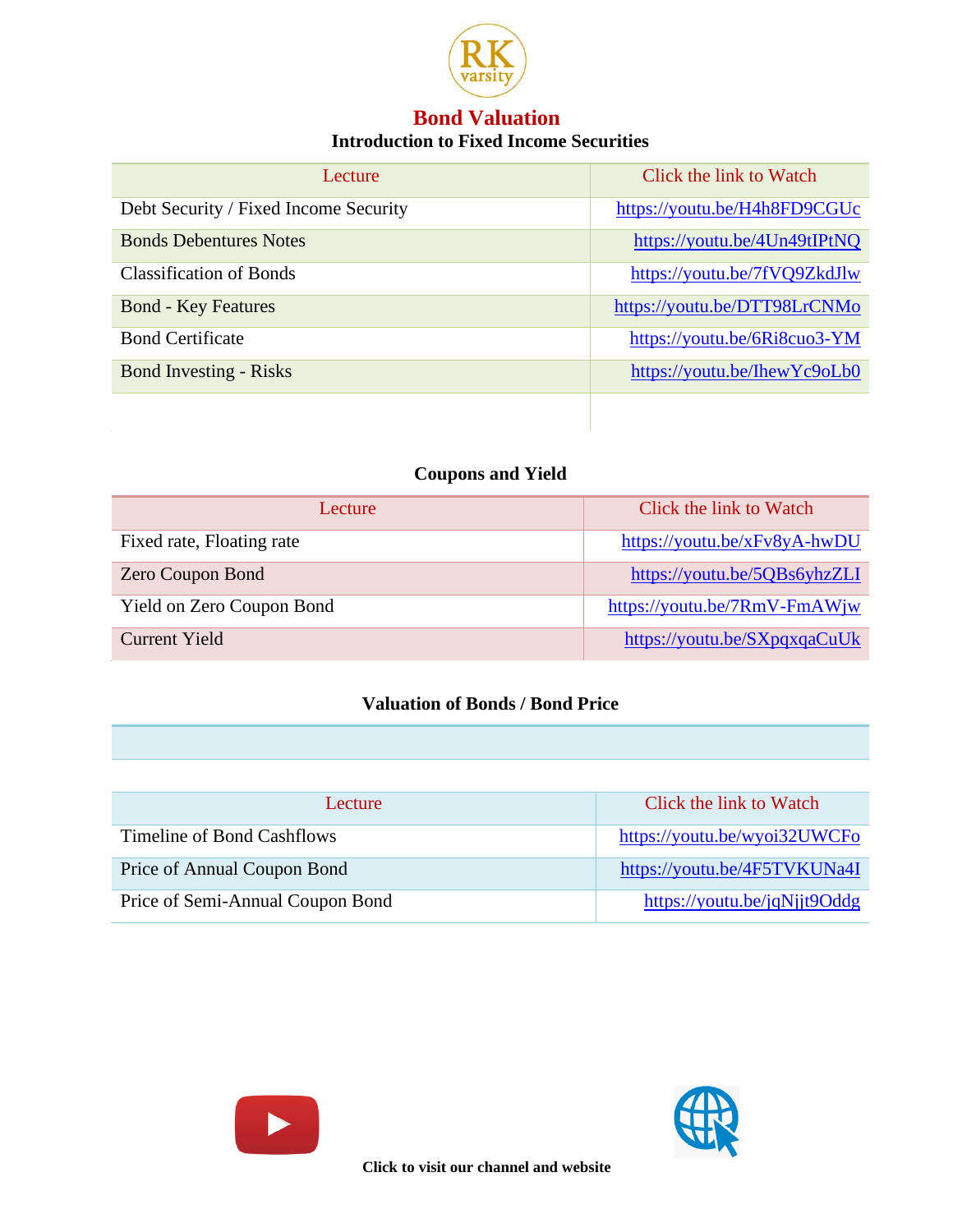# Bond Valuation

## Introduction to Fixed Income Securities

| Lecture | Click the link to Watch |
| --- | --- |
| Debt Security / Fixed Income Security | https://youtu.be/H4h8FD9CGUc |
| Bonds Debentures Notes | https://youtu.be/4Un49tIPtNQ |
| Classification of Bonds | https://youtu.be/7fVQ9ZkdJlw |
| Bond - Key Features | https://youtu.be/DTT98LrCNMo |
| Bond Certificate | https://youtu.be/6Ri8cuo3-YM |
| Bond Investing - Risks | https://youtu.be/IhewYc9oLb0 |

## Coupons and Yield

| Lecture | Click the link to Watch |
| --- | --- |
| Fixed rate, Floating rate | https://youtu.be/xFv8yA-hwDU |
| Zero Coupon Bond | https://youtu.be/5QBs6yhzZLI |
| Yield on Zero Coupon Bond | https://youtu.be/7RmV-FmAWjw |
| Current Yield | https://youtu.be/SXpqxqaCuUk |

## Valuation of Bonds / Bond Price

| Lecture | Click the link to Watch |
| --- | --- |
| Timeline of Bond Cashflows | https://youtu.be/wyoi32UWCFo |
| Price of Annual Coupon Bond | https://youtu.be/4F5TVKUNa4I |
| Price of Semi-Annual Coupon Bond | https://youtu.be/jqNjjt9Oddg |

**Click to visit our channel and website**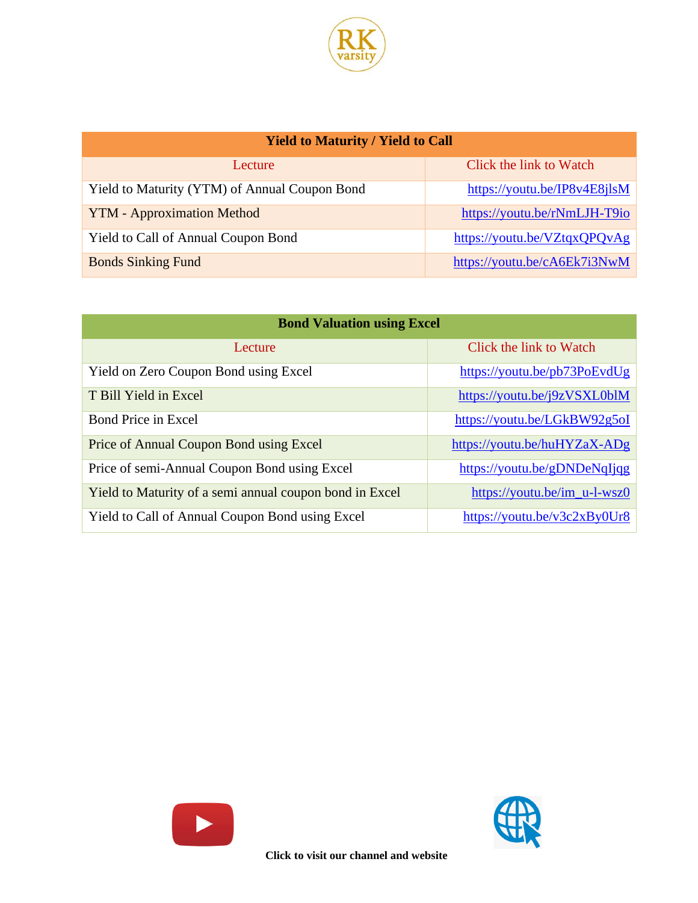| Yield to Maturity / Yield to Call | |
|---|---|
| Lecture | Click the link to Watch |
| Yield to Maturity (YTM) of Annual Coupon Bond | https://youtu.be/IP8v4E8jlsM |
| YTM - Approximation Method | https://youtu.be/rNmLJH-T9io |
| Yield to Call of Annual Coupon Bond | https://youtu.be/VZtqxQPQvAg |
| Bonds Sinking Fund | https://youtu.be/cA6Ek7i3NwM |

| Bond Valuation using Excel | |
|---|---|
| Lecture | Click the link to Watch |
| Yield on Zero Coupon Bond using Excel | https://youtu.be/pb73PoEvdUg |
| T Bill Yield in Excel | https://youtu.be/j9zVSXL0blM |
| Bond Price in Excel | https://youtu.be/LGkBW92g5oI |
| Price of Annual Coupon Bond using Excel | https://youtu.be/huHYZaX-ADg |
| Price of semi-Annual Coupon Bond using Excel | https://youtu.be/gDNDeNqIjqg |
| Yield to Maturity of a semi annual coupon bond in Excel | https://youtu.be/im_u-l-wsz0 |
| Yield to Call of Annual Coupon Bond using Excel | https://youtu.be/v3c2xBy0Ur8 |

**Click to visit our channel and website**